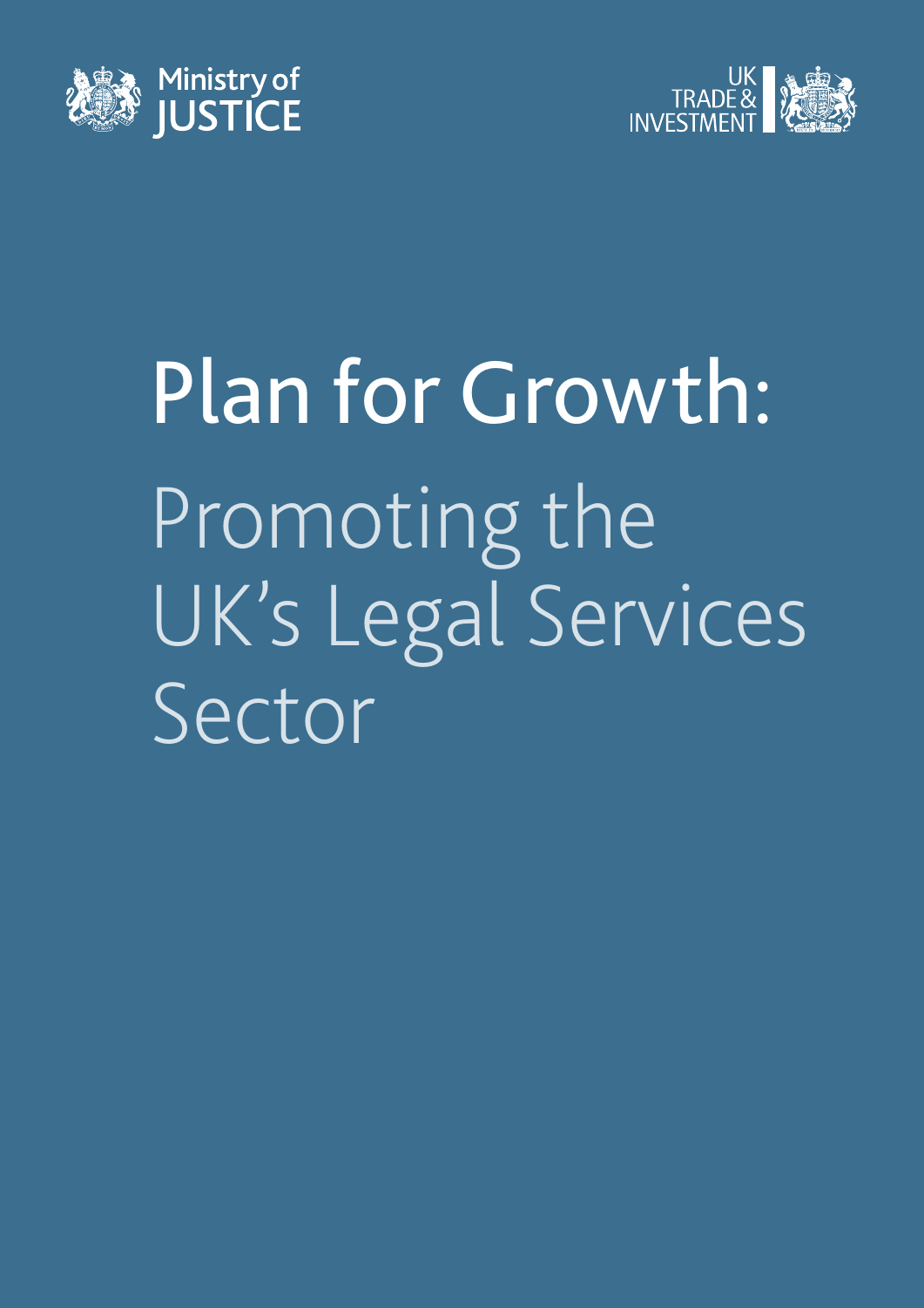Ministry of JUSTICE

UK TRADE & INVESTMENT

# Plan for Growth: Promoting the UK's Legal Services Sector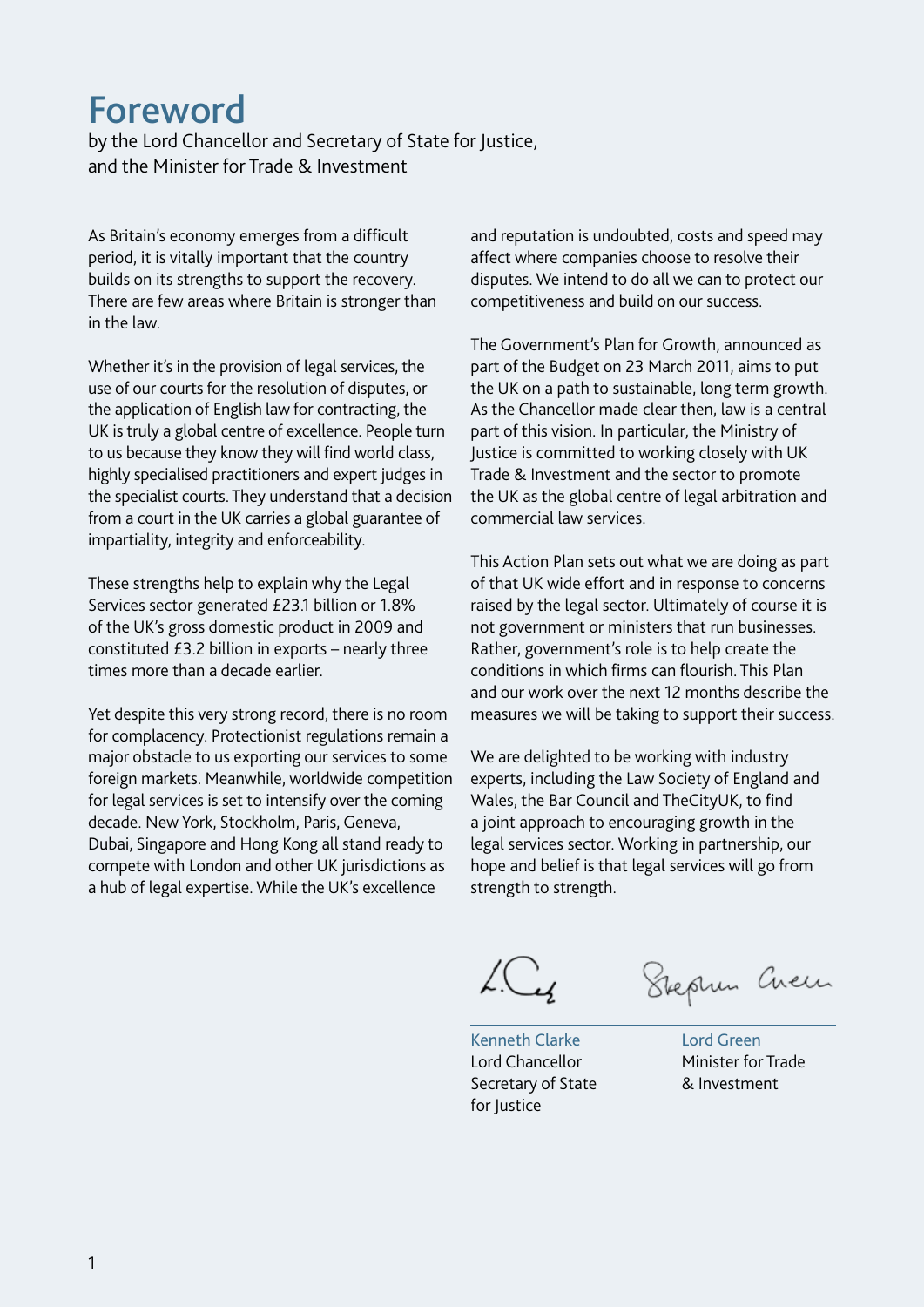# Foreword

by the Lord Chancellor and Secretary of State for Justice, and the Minister for Trade & Investment

As Britain's economy emerges from a difficult period, it is vitally important that the country builds on its strengths to support the recovery. There are few areas where Britain is stronger than in the law.

Whether it's in the provision of legal services, the use of our courts for the resolution of disputes, or the application of English law for contracting, the UK is truly a global centre of excellence. People turn to us because they know they will find world class, highly specialised practitioners and expert judges in the specialist courts. They understand that a decision from a court in the UK carries a global guarantee of impartiality, integrity and enforceability.

These strengths help to explain why the Legal Services sector generated £23.1 billion or 1.8% of the UK's gross domestic product in 2009 and constituted £3.2 billion in exports – nearly three times more than a decade earlier.

Yet despite this very strong record, there is no room for complacency. Protectionist regulations remain a major obstacle to us exporting our services to some foreign markets. Meanwhile, worldwide competition for legal services is set to intensify over the coming decade. New York, Stockholm, Paris, Geneva, Dubai, Singapore and Hong Kong all stand ready to compete with London and other UK jurisdictions as a hub of legal expertise. While the UK's excellence and reputation is undoubted, costs and speed may affect where companies choose to resolve their disputes. We intend to do all we can to protect our competitiveness and build on our success.

The Government's Plan for Growth, announced as part of the Budget on 23 March 2011, aims to put the UK on a path to sustainable, long term growth. As the Chancellor made clear then, law is a central part of this vision. In particular, the Ministry of Justice is committed to working closely with UK Trade & Investment and the sector to promote the UK as the global centre of legal arbitration and commercial law services.

This Action Plan sets out what we are doing as part of that UK wide effort and in response to concerns raised by the legal sector. Ultimately of course it is not government or ministers that run businesses. Rather, government's role is to help create the conditions in which firms can flourish. This Plan and our work over the next 12 months describe the measures we will be taking to support their success.

We are delighted to be working with industry experts, including the Law Society of England and Wales, the Bar Council and TheCityUK, to find a joint approach to encouraging growth in the legal services sector. Working in partnership, our hope and belief is that legal services will go from strength to strength.

Kenneth Clarke
Lord Chancellor
Secretary of State for Justice

Lord Green
Minister for Trade & Investment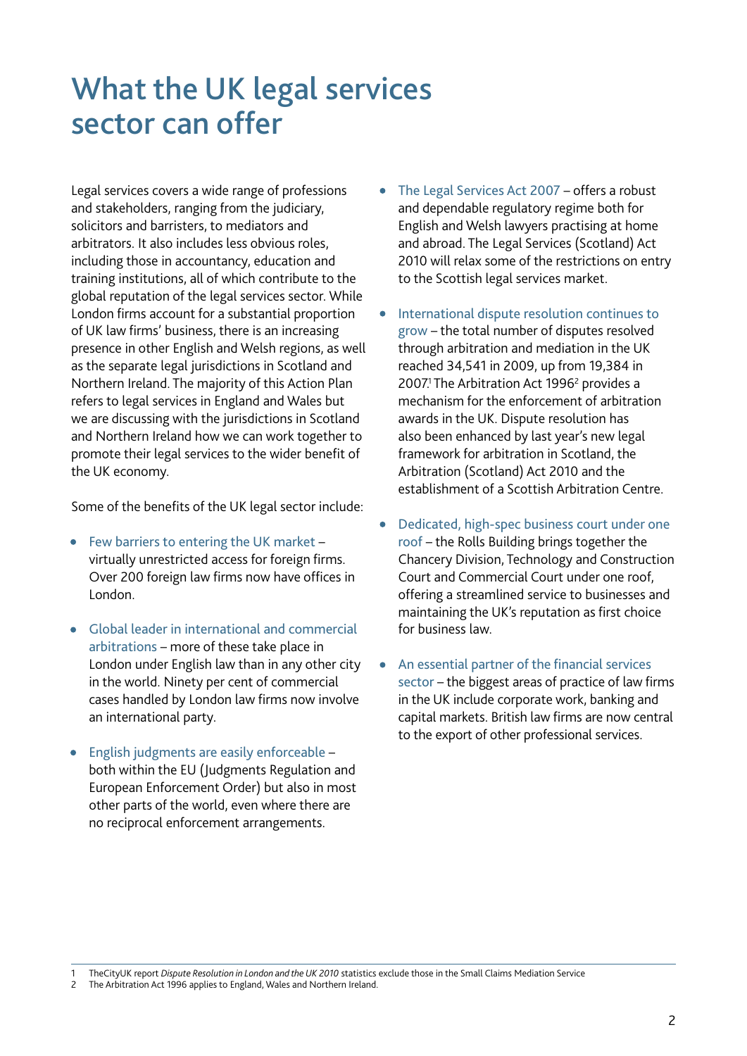# What the UK legal services sector can offer

Legal services covers a wide range of professions and stakeholders, ranging from the judiciary, solicitors and barristers, to mediators and arbitrators. It also includes less obvious roles, including those in accountancy, education and training institutions, all of which contribute to the global reputation of the legal services sector. While London firms account for a substantial proportion of UK law firms' business, there is an increasing presence in other English and Welsh regions, as well as the separate legal jurisdictions in Scotland and Northern Ireland. The majority of this Action Plan refers to legal services in England and Wales but we are discussing with the jurisdictions in Scotland and Northern Ireland how we can work together to promote their legal services to the wider benefit of the UK economy.

Some of the benefits of the UK legal sector include:

- Few barriers to entering the UK market – virtually unrestricted access for foreign firms. Over 200 foreign law firms now have offices in London.
- Global leader in international and commercial arbitrations – more of these take place in London under English law than in any other city in the world. Ninety per cent of commercial cases handled by London law firms now involve an international party.
- English judgments are easily enforceable – both within the EU (Judgments Regulation and European Enforcement Order) but also in most other parts of the world, even where there are no reciprocal enforcement arrangements.
- The Legal Services Act 2007 – offers a robust and dependable regulatory regime both for English and Welsh lawyers practising at home and abroad. The Legal Services (Scotland) Act 2010 will relax some of the restrictions on entry to the Scottish legal services market.
- International dispute resolution continues to grow – the total number of disputes resolved through arbitration and mediation in the UK reached 34,541 in 2009, up from 19,384 in 2007.[1] The Arbitration Act 1996[2] provides a mechanism for the enforcement of arbitration awards in the UK. Dispute resolution has also been enhanced by last year's new legal framework for arbitration in Scotland, the Arbitration (Scotland) Act 2010 and the establishment of a Scottish Arbitration Centre.
- Dedicated, high-spec business court under one roof – the Rolls Building brings together the Chancery Division, Technology and Construction Court and Commercial Court under one roof, offering a streamlined service to businesses and maintaining the UK's reputation as first choice for business law.
- An essential partner of the financial services sector – the biggest areas of practice of law firms in the UK include corporate work, banking and capital markets. British law firms are now central to the export of other professional services.

---

1 TheCityUK report *Dispute Resolution in London and the UK 2010* statistics exclude those in the Small Claims Mediation Service

2 The Arbitration Act 1996 applies to England, Wales and Northern Ireland.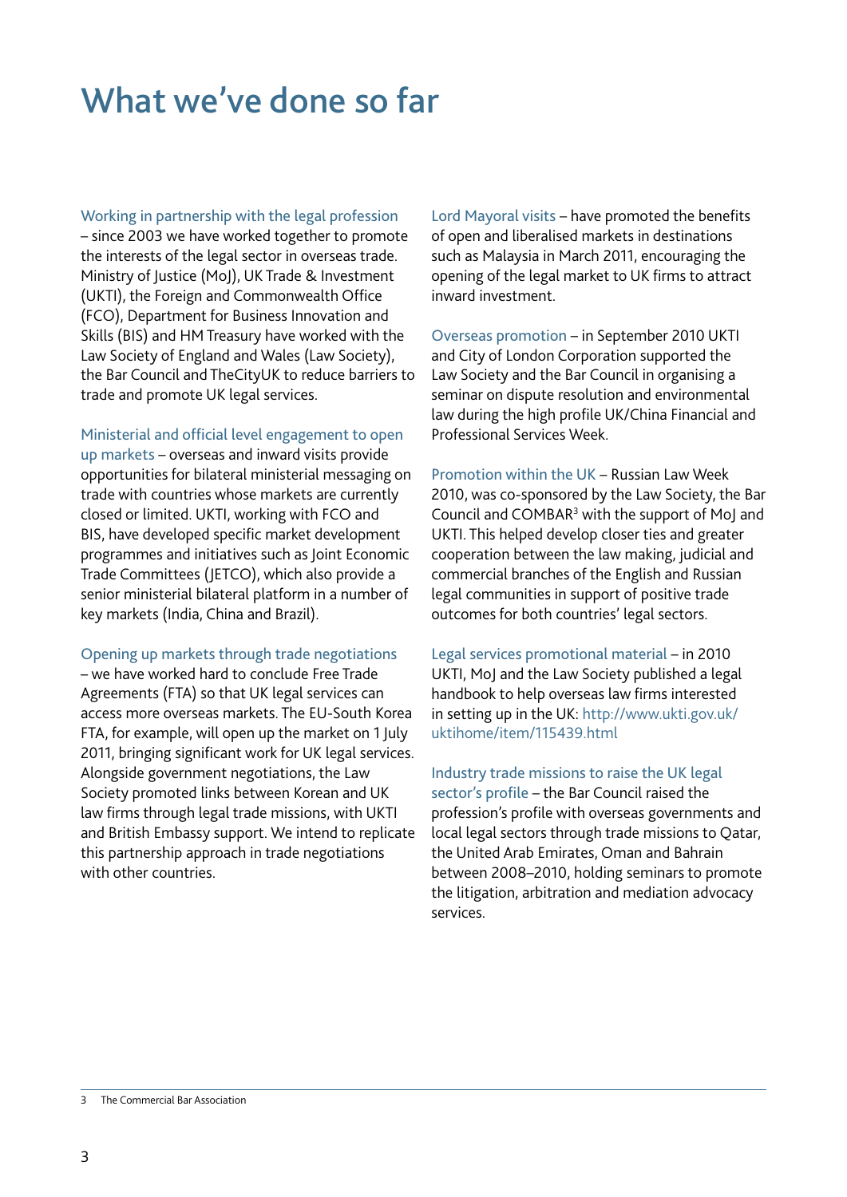# What we've done so far

**Working in partnership with the legal profession** – since 2003 we have worked together to promote the interests of the legal sector in overseas trade. Ministry of Justice (MoJ), UK Trade & Investment (UKTI), the Foreign and Commonwealth Office (FCO), Department for Business Innovation and Skills (BIS) and HM Treasury have worked with the Law Society of England and Wales (Law Society), the Bar Council and TheCityUK to reduce barriers to trade and promote UK legal services.

**Ministerial and official level engagement to open up markets** – overseas and inward visits provide opportunities for bilateral ministerial messaging on trade with countries whose markets are currently closed or limited. UKTI, working with FCO and BIS, have developed specific market development programmes and initiatives such as Joint Economic Trade Committees (JETCO), which also provide a senior ministerial bilateral platform in a number of key markets (India, China and Brazil).

**Opening up markets through trade negotiations** – we have worked hard to conclude Free Trade Agreements (FTA) so that UK legal services can access more overseas markets. The EU-South Korea FTA, for example, will open up the market on 1 July 2011, bringing significant work for UK legal services. Alongside government negotiations, the Law Society promoted links between Korean and UK law firms through legal trade missions, with UKTI and British Embassy support. We intend to replicate this partnership approach in trade negotiations with other countries.

**Lord Mayoral visits** – have promoted the benefits of open and liberalised markets in destinations such as Malaysia in March 2011, encouraging the opening of the legal market to UK firms to attract inward investment.

**Overseas promotion** – in September 2010 UKTI and City of London Corporation supported the Law Society and the Bar Council in organising a seminar on dispute resolution and environmental law during the high profile UK/China Financial and Professional Services Week.

**Promotion within the UK** – Russian Law Week 2010, was co-sponsored by the Law Society, the Bar Council and COMBAR[3] with the support of MoJ and UKTI. This helped develop closer ties and greater cooperation between the law making, judicial and commercial branches of the English and Russian legal communities in support of positive trade outcomes for both countries' legal sectors.

**Legal services promotional material** – in 2010 UKTI, MoJ and the Law Society published a legal handbook to help overseas law firms interested in setting up in the UK: http://www.ukti.gov.uk/uktihome/item/115439.html

**Industry trade missions to raise the UK legal sector's profile** – the Bar Council raised the profession's profile with overseas governments and local legal sectors through trade missions to Qatar, the United Arab Emirates, Oman and Bahrain between 2008–2010, holding seminars to promote the litigation, arbitration and mediation advocacy services.

---

[3] The Commercial Bar Association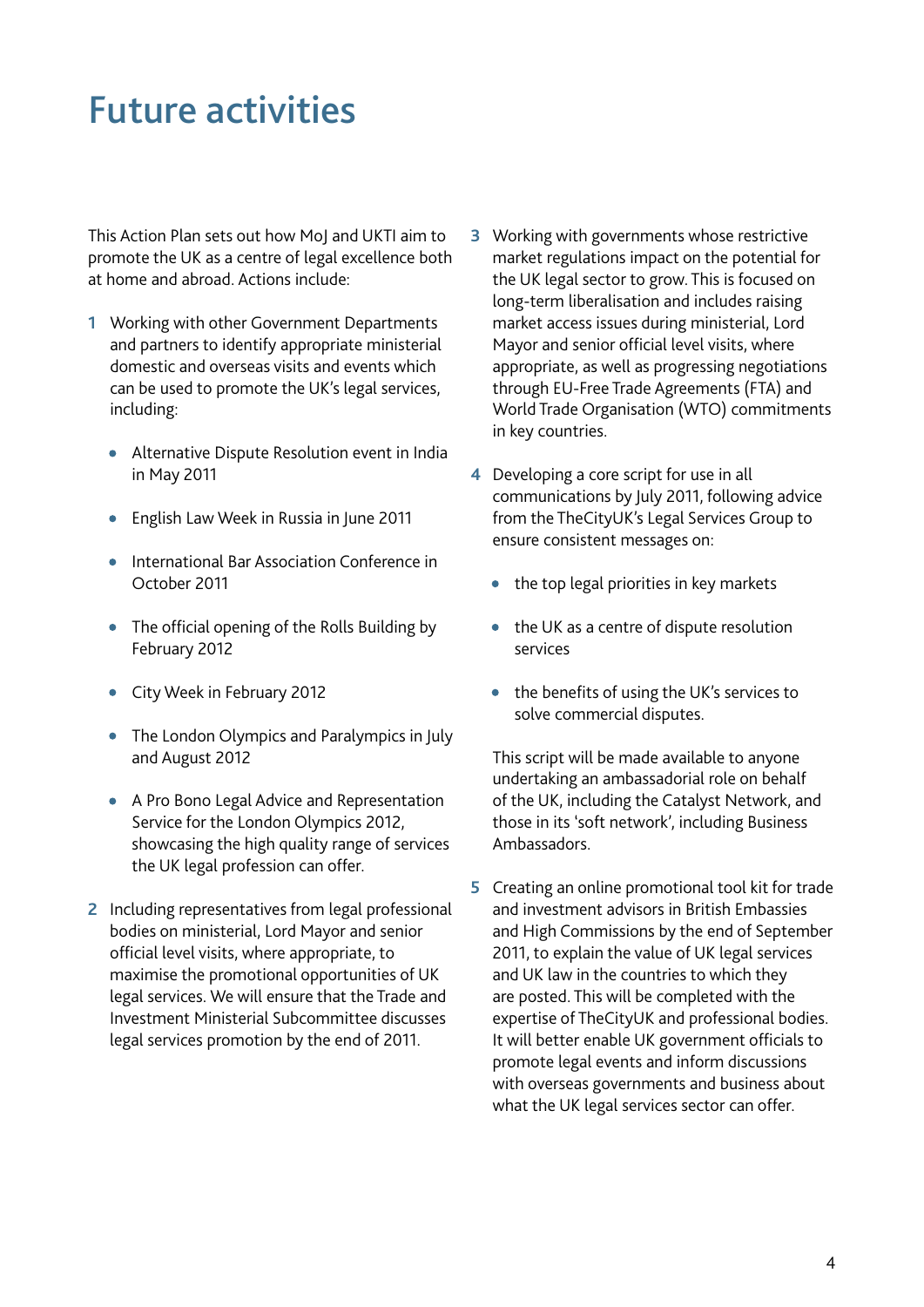# Future activities

This Action Plan sets out how MoJ and UKTI aim to promote the UK as a centre of legal excellence both at home and abroad. Actions include:

1. Working with other Government Departments and partners to identify appropriate ministerial domestic and overseas visits and events which can be used to promote the UK's legal services, including:
   - Alternative Dispute Resolution event in India in May 2011
   - English Law Week in Russia in June 2011
   - International Bar Association Conference in October 2011
   - The official opening of the Rolls Building by February 2012
   - City Week in February 2012
   - The London Olympics and Paralympics in July and August 2012
   - A Pro Bono Legal Advice and Representation Service for the London Olympics 2012, showcasing the high quality range of services the UK legal profession can offer.

2. Including representatives from legal professional bodies on ministerial, Lord Mayor and senior official level visits, where appropriate, to maximise the promotional opportunities of UK legal services. We will ensure that the Trade and Investment Ministerial Subcommittee discusses legal services promotion by the end of 2011.

3. Working with governments whose restrictive market regulations impact on the potential for the UK legal sector to grow. This is focused on long-term liberalisation and includes raising market access issues during ministerial, Lord Mayor and senior official level visits, where appropriate, as well as progressing negotiations through EU-Free Trade Agreements (FTA) and World Trade Organisation (WTO) commitments in key countries.

4. Developing a core script for use in all communications by July 2011, following advice from the TheCityUK's Legal Services Group to ensure consistent messages on:
   - the top legal priorities in key markets
   - the UK as a centre of dispute resolution services
   - the benefits of using the UK's services to solve commercial disputes.

   This script will be made available to anyone undertaking an ambassadorial role on behalf of the UK, including the Catalyst Network, and those in its 'soft network', including Business Ambassadors.

5. Creating an online promotional tool kit for trade and investment advisors in British Embassies and High Commissions by the end of September 2011, to explain the value of UK legal services and UK law in the countries to which they are posted. This will be completed with the expertise of TheCityUK and professional bodies. It will better enable UK government officials to promote legal events and inform discussions with overseas governments and business about what the UK legal services sector can offer.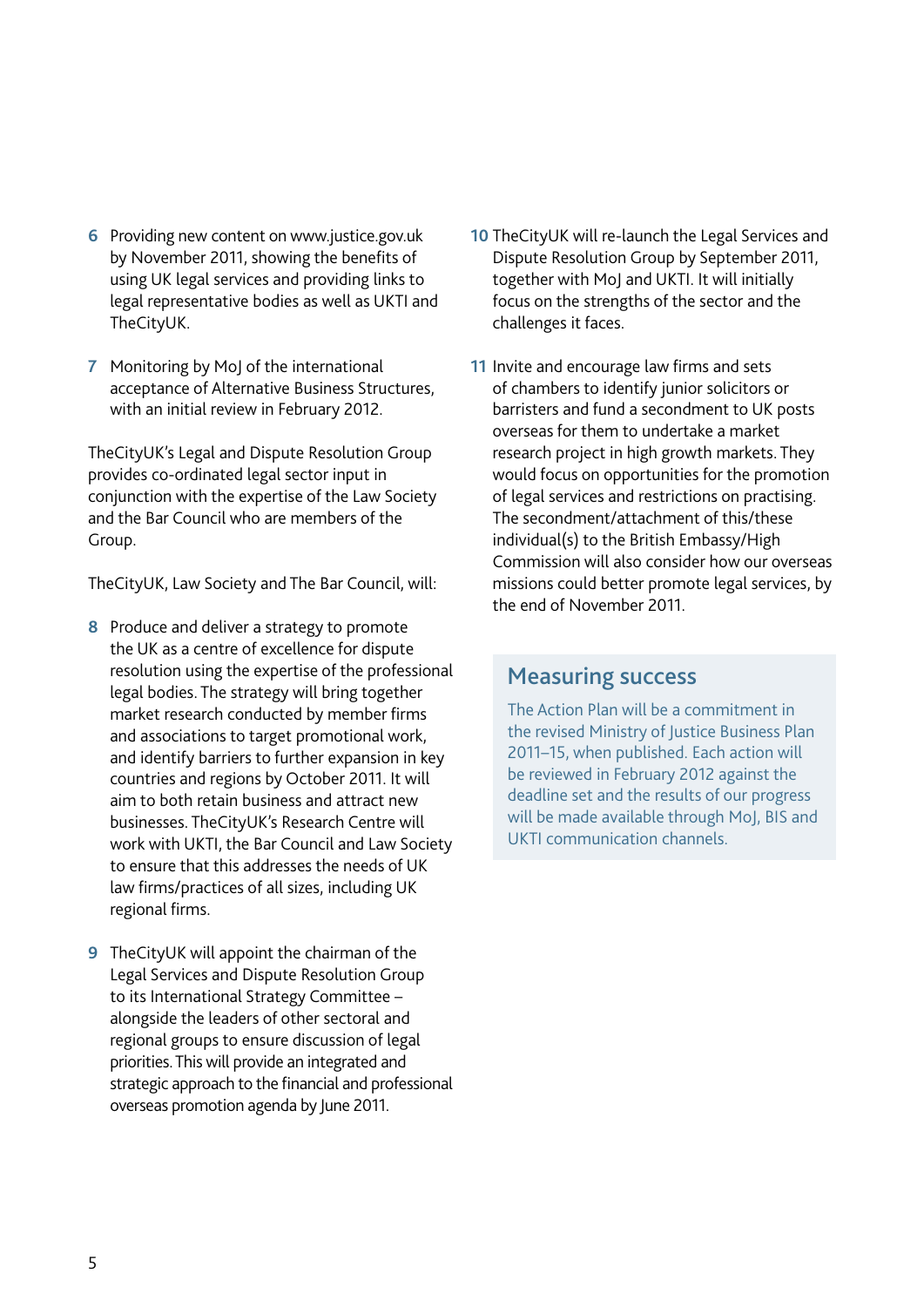6 Providing new content on www.justice.gov.uk by November 2011, showing the benefits of using UK legal services and providing links to legal representative bodies as well as UKTI and TheCityUK.

7 Monitoring by MoJ of the international acceptance of Alternative Business Structures, with an initial review in February 2012.

TheCityUK's Legal and Dispute Resolution Group provides co-ordinated legal sector input in conjunction with the expertise of the Law Society and the Bar Council who are members of the Group.

TheCityUK, Law Society and The Bar Council, will:

8 Produce and deliver a strategy to promote the UK as a centre of excellence for dispute resolution using the expertise of the professional legal bodies. The strategy will bring together market research conducted by member firms and associations to target promotional work, and identify barriers to further expansion in key countries and regions by October 2011. It will aim to both retain business and attract new businesses. TheCityUK's Research Centre will work with UKTI, the Bar Council and Law Society to ensure that this addresses the needs of UK law firms/practices of all sizes, including UK regional firms.

9 TheCityUK will appoint the chairman of the Legal Services and Dispute Resolution Group to its International Strategy Committee – alongside the leaders of other sectoral and regional groups to ensure discussion of legal priorities. This will provide an integrated and strategic approach to the financial and professional overseas promotion agenda by June 2011.

10 TheCityUK will re-launch the Legal Services and Dispute Resolution Group by September 2011, together with MoJ and UKTI. It will initially focus on the strengths of the sector and the challenges it faces.

11 Invite and encourage law firms and sets of chambers to identify junior solicitors or barristers and fund a secondment to UK posts overseas for them to undertake a market research project in high growth markets. They would focus on opportunities for the promotion of legal services and restrictions on practising. The secondment/attachment of this/these individual(s) to the British Embassy/High Commission will also consider how our overseas missions could better promote legal services, by the end of November 2011.

## Measuring success

The Action Plan will be a commitment in the revised Ministry of Justice Business Plan 2011–15, when published. Each action will be reviewed in February 2012 against the deadline set and the results of our progress will be made available through MoJ, BIS and UKTI communication channels.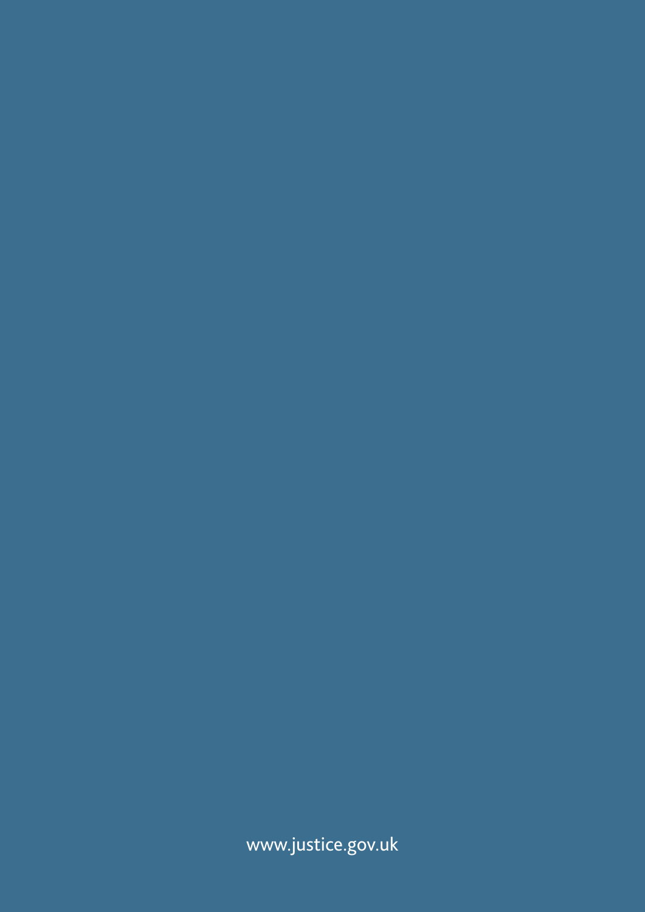www.justice.gov.uk